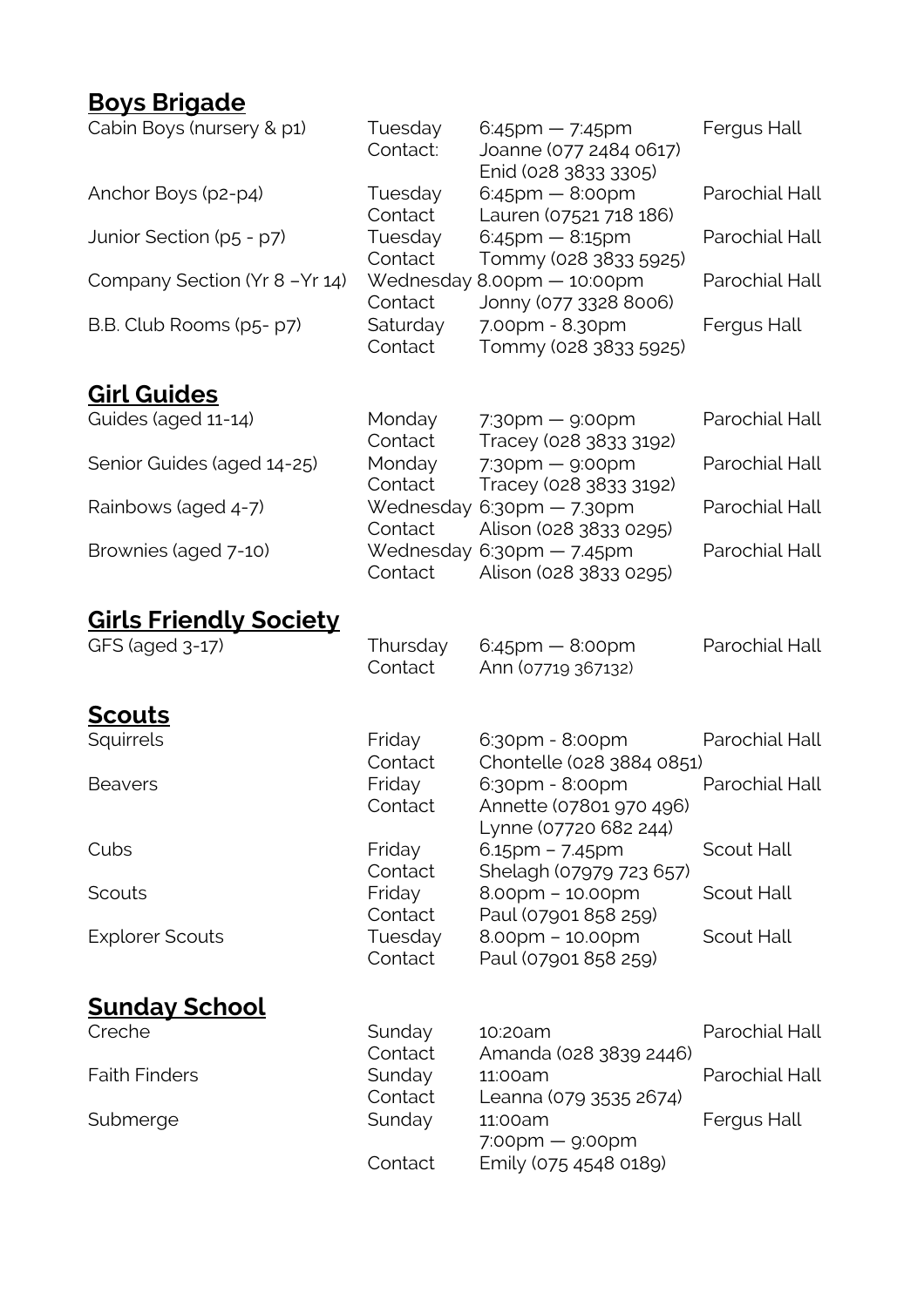## **Boys Brigade**

| | | | |
|---|---|---|---|
| Cabin Boys (nursery & p1) | Tuesday | 6:45pm — 7:45pm | Fergus Hall |
| | Contact: | Joanne (077 2484 0617) | |
| | | Enid (028 3833 3305) | |
| Anchor Boys (p2-p4) | Tuesday | 6:45pm — 8:00pm | Parochial Hall |
| | Contact | Lauren (07521 718 186) | |
| Junior Section (p5 - p7) | Tuesday | 6:45pm — 8:15pm | Parochial Hall |
| | Contact | Tommy (028 3833 5925) | |
| Company Section (Yr 8 –Yr 14) | Wednesday | 8.00pm — 10:00pm | Parochial Hall |
| | Contact | Jonny (077 3328 8006) | |
| B.B. Club Rooms (p5- p7) | Saturday | 7.00pm - 8.30pm | Fergus Hall |
| | Contact | Tommy (028 3833 5925) | |

## **Girl Guides**

| | | | |
|---|---|---|---|
| Guides (aged 11-14) | Monday | 7:30pm — 9:00pm | Parochial Hall |
| | Contact | Tracey (028 3833 3192) | |
| Senior Guides (aged 14-25) | Monday | 7:30pm — 9:00pm | Parochial Hall |
| | Contact | Tracey (028 3833 3192) | |
| Rainbows (aged 4-7) | Wednesday | 6:30pm — 7.30pm | Parochial Hall |
| | Contact | Alison (028 3833 0295) | |
| Brownies (aged 7-10) | Wednesday | 6:30pm — 7.45pm | Parochial Hall |
| | Contact | Alison (028 3833 0295) | |

## **Girls Friendly Society**

| | | | |
|---|---|---|---|
| GFS (aged 3-17) | Thursday | 6:45pm — 8:00pm | Parochial Hall |
| | Contact | Ann (07719 367132) | |

## **Scouts**

| | | | |
|---|---|---|---|
| Squirrels | Friday | 6:30pm - 8:00pm | Parochial Hall |
| | Contact | Chontelle (028 3884 0851) | |
| Beavers | Friday | 6:30pm - 8:00pm | Parochial Hall |
| | Contact | Annette (07801 970 496) | |
| | | Lynne (07720 682 244) | |
| Cubs | Friday | 6.15pm – 7.45pm | Scout Hall |
| | Contact | Shelagh (07979 723 657) | |
| Scouts | Friday | 8.00pm – 10.00pm | Scout Hall |
| | Contact | Paul (07901 858 259) | |
| Explorer Scouts | Tuesday | 8.00pm – 10.00pm | Scout Hall |
| | Contact | Paul (07901 858 259) | |

## **Sunday School**

| | | | |
|---|---|---|---|
| Creche | Sunday | 10:20am | Parochial Hall |
| | Contact | Amanda (028 3839 2446) | |
| Faith Finders | Sunday | 11:00am | Parochial Hall |
| | Contact | Leanna (079 3535 2674) | |
| Submerge | Sunday | 11:00am | Fergus Hall |
| | | 7:00pm — 9:00pm | |
| | Contact | Emily (075 4548 0189) | |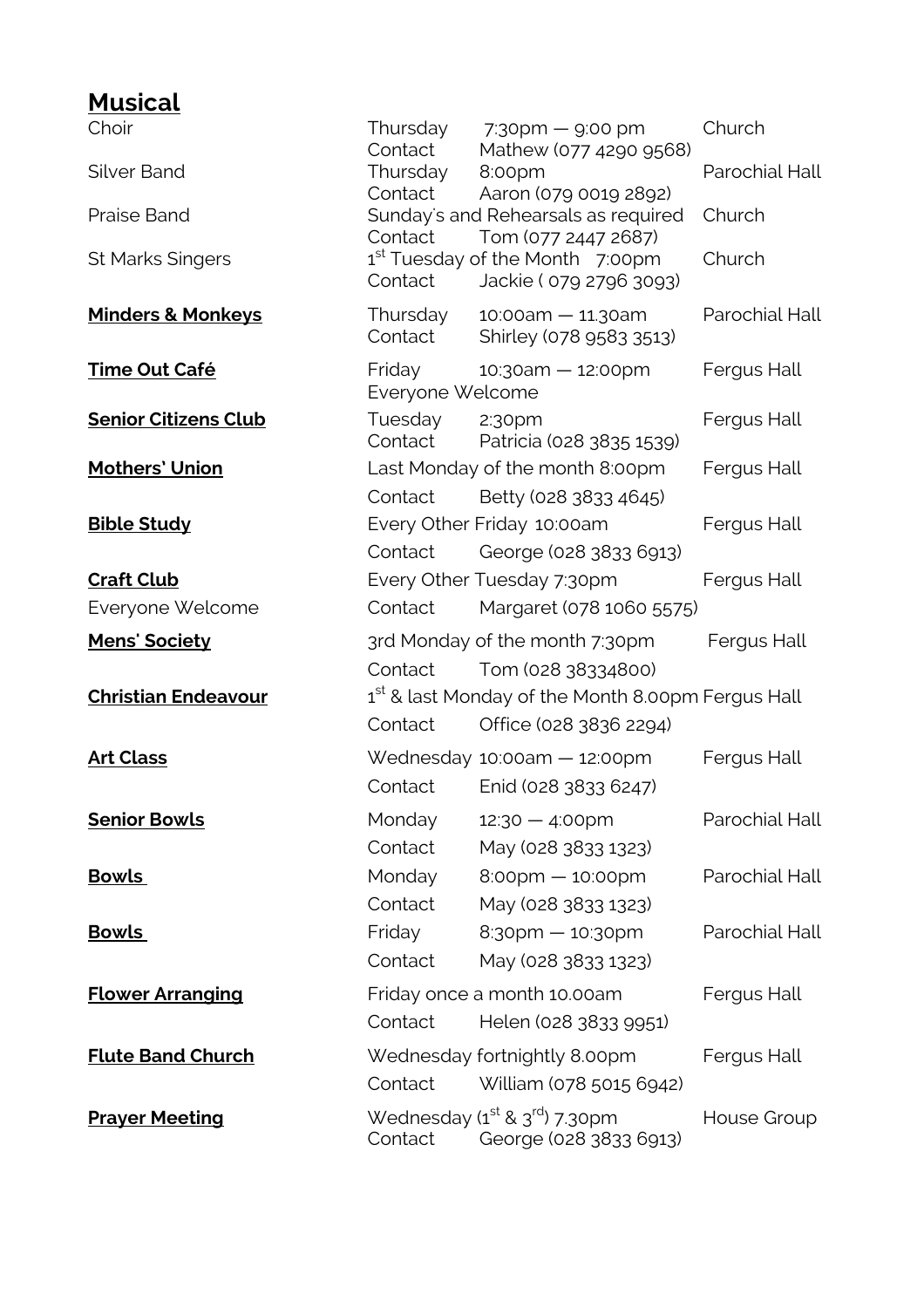## Musical

| | | | |
|---|---|---|---|
| Choir | Thursday | 7:30pm — 9:00 pm | Church |
| | Contact | Mathew (077 4290 9568) | |
| Silver Band | Thursday | 8:00pm | Parochial Hall |
| | Contact | Aaron (079 0019 2892) | |
| Praise Band | Sunday's and Rehearsals as required | | Church |
| | Contact | Tom (077 2447 2687) | |
| St Marks Singers | 1st Tuesday of the Month 7:00pm | | Church |
| | Contact | Jackie ( 079 2796 3093) | |
| **Minders & Monkeys** | Thursday | 10:00am — 11.30am | Parochial Hall |
| | Contact | Shirley (078 9583 3513) | |
| **Time Out Café** | Friday | 10:30am — 12:00pm | Fergus Hall |
| | Everyone Welcome | | |
| **Senior Citizens Club** | Tuesday | 2:30pm | Fergus Hall |
| | Contact | Patricia (028 3835 1539) | |
| **Mothers' Union** | Last Monday of the month 8:00pm | | Fergus Hall |
| | Contact | Betty (028 3833 4645) | |
| **Bible Study** | Every Other Friday 10:00am | | Fergus Hall |
| | Contact | George (028 3833 6913) | |
| **Craft Club** | Every Other Tuesday 7:30pm | | Fergus Hall |
| Everyone Welcome | Contact | Margaret (078 1060 5575) | |
| **Mens' Society** | 3rd Monday of the month 7:30pm | | Fergus Hall |
| | Contact | Tom (028 38334800) | |
| **Christian Endeavour** | 1st & last Monday of the Month 8.00pm | | Fergus Hall |
| | Contact | Office (028 3836 2294) | |
| **Art Class** | Wednesday | 10:00am — 12:00pm | Fergus Hall |
| | Contact | Enid (028 3833 6247) | |
| **Senior Bowls** | Monday | 12:30 — 4:00pm | Parochial Hall |
| | Contact | May (028 3833 1323) | |
| **Bowls** | Monday | 8:00pm — 10:00pm | Parochial Hall |
| | Contact | May (028 3833 1323) | |
| **Bowls** | Friday | 8:30pm — 10:30pm | Parochial Hall |
| | Contact | May (028 3833 1323) | |
| **Flower Arranging** | Friday once a month 10.00am | | Fergus Hall |
| | Contact | Helen (028 3833 9951) | |
| **Flute Band Church** | Wednesday fortnightly 8.00pm | | Fergus Hall |
| | Contact | William (078 5015 6942) | |
| **Prayer Meeting** | Wednesday (1st & 3rd) 7.30pm | | House Group |
| | Contact | George (028 3833 6913) | |